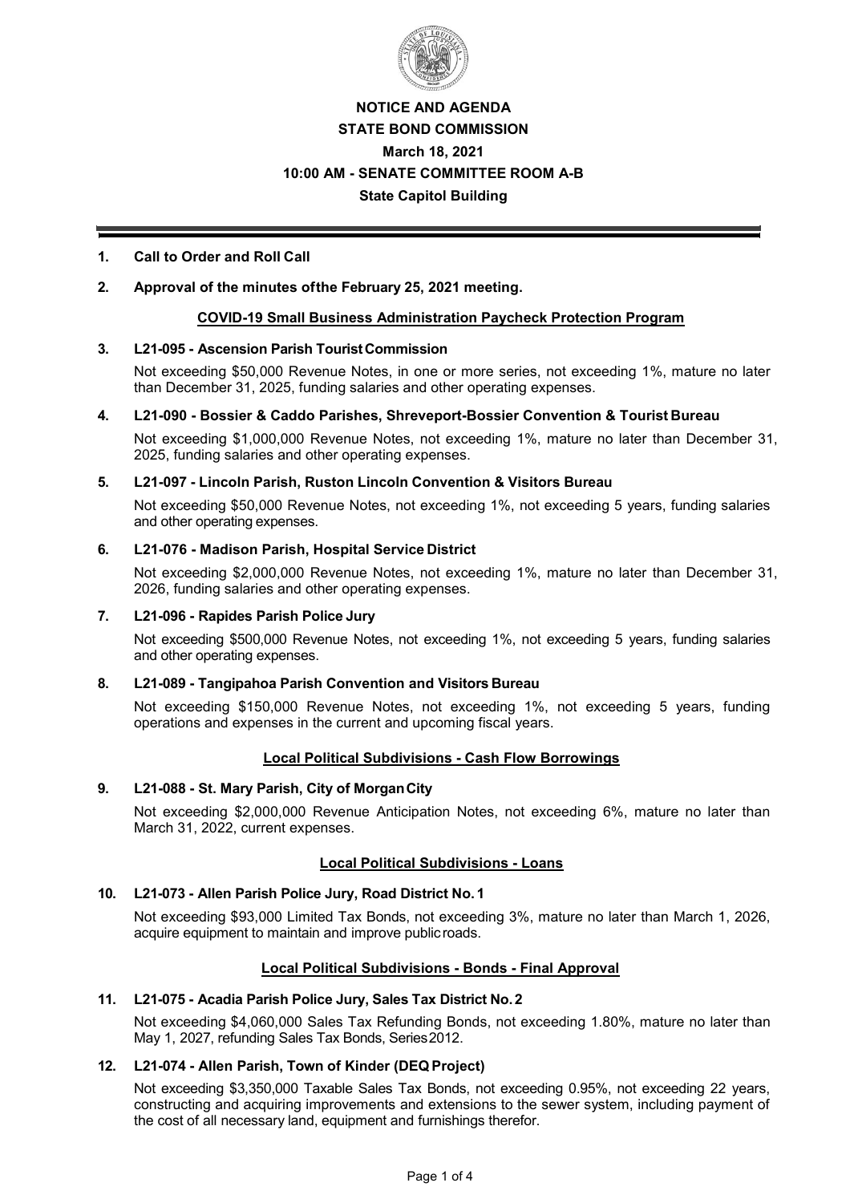# NOTICE AND AGENDA
# STATE BOND COMMISSION
## March 18, 2021
## 10:00 AM - SENATE COMMITTEE ROOM A-B
## State Capitol Building

---

**1. Call to Order and Roll Call**

**2. Approval of the minutes of the February 25, 2021 meeting.**

### COVID-19 Small Business Administration Paycheck Protection Program

**3. L21-095 - Ascension Parish Tourist Commission**

Not exceeding $50,000 Revenue Notes, in one or more series, not exceeding 1%, mature no later than December 31, 2025, funding salaries and other operating expenses.

**4. L21-090 - Bossier & Caddo Parishes, Shreveport-Bossier Convention & Tourist Bureau**

Not exceeding $1,000,000 Revenue Notes, not exceeding 1%, mature no later than December 31, 2025, funding salaries and other operating expenses.

**5. L21-097 - Lincoln Parish, Ruston Lincoln Convention & Visitors Bureau**

Not exceeding $50,000 Revenue Notes, not exceeding 1%, not exceeding 5 years, funding salaries and other operating expenses.

**6. L21-076 - Madison Parish, Hospital Service District**

Not exceeding $2,000,000 Revenue Notes, not exceeding 1%, mature no later than December 31, 2026, funding salaries and other operating expenses.

**7. L21-096 - Rapides Parish Police Jury**

Not exceeding $500,000 Revenue Notes, not exceeding 1%, not exceeding 5 years, funding salaries and other operating expenses.

**8. L21-089 - Tangipahoa Parish Convention and Visitors Bureau**

Not exceeding $150,000 Revenue Notes, not exceeding 1%, not exceeding 5 years, funding operations and expenses in the current and upcoming fiscal years.

### Local Political Subdivisions - Cash Flow Borrowings

**9. L21-088 - St. Mary Parish, City of Morgan City**

Not exceeding $2,000,000 Revenue Anticipation Notes, not exceeding 6%, mature no later than March 31, 2022, current expenses.

### Local Political Subdivisions - Loans

**10. L21-073 - Allen Parish Police Jury, Road District No. 1**

Not exceeding $93,000 Limited Tax Bonds, not exceeding 3%, mature no later than March 1, 2026, acquire equipment to maintain and improve public roads.

### Local Political Subdivisions - Bonds - Final Approval

**11. L21-075 - Acadia Parish Police Jury, Sales Tax District No. 2**

Not exceeding $4,060,000 Sales Tax Refunding Bonds, not exceeding 1.80%, mature no later than May 1, 2027, refunding Sales Tax Bonds, Series 2012.

**12. L21-074 - Allen Parish, Town of Kinder (DEQ Project)**

Not exceeding $3,350,000 Taxable Sales Tax Bonds, not exceeding 0.95%, not exceeding 22 years, constructing and acquiring improvements and extensions to the sewer system, including payment of the cost of all necessary land, equipment and furnishings therefor.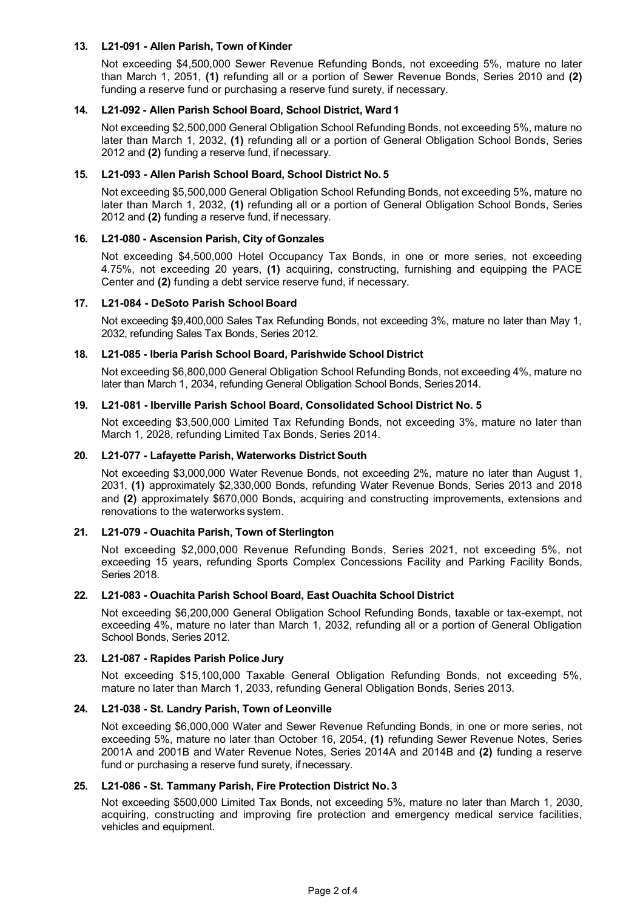**13. L21-091 - Allen Parish, Town of Kinder**

Not exceeding $4,500,000 Sewer Revenue Refunding Bonds, not exceeding 5%, mature no later than March 1, 2051, **(1)** refunding all or a portion of Sewer Revenue Bonds, Series 2010 and **(2)** funding a reserve fund or purchasing a reserve fund surety, if necessary.

**14. L21-092 - Allen Parish School Board, School District, Ward 1**

Not exceeding $2,500,000 General Obligation School Refunding Bonds, not exceeding 5%, mature no later than March 1, 2032, **(1)** refunding all or a portion of General Obligation School Bonds, Series 2012 and **(2)** funding a reserve fund, if necessary.

**15. L21-093 - Allen Parish School Board, School District No. 5**

Not exceeding $5,500,000 General Obligation School Refunding Bonds, not exceeding 5%, mature no later than March 1, 2032, **(1)** refunding all or a portion of General Obligation School Bonds, Series 2012 and **(2)** funding a reserve fund, if necessary.

**16. L21-080 - Ascension Parish, City of Gonzales**

Not exceeding $4,500,000 Hotel Occupancy Tax Bonds, in one or more series, not exceeding 4.75%, not exceeding 20 years, **(1)** acquiring, constructing, furnishing and equipping the PACE Center and **(2)** funding a debt service reserve fund, if necessary.

**17. L21-084 - DeSoto Parish School Board**

Not exceeding $9,400,000 Sales Tax Refunding Bonds, not exceeding 3%, mature no later than May 1, 2032, refunding Sales Tax Bonds, Series 2012.

**18. L21-085 - Iberia Parish School Board, Parishwide School District**

Not exceeding $6,800,000 General Obligation School Refunding Bonds, not exceeding 4%, mature no later than March 1, 2034, refunding General Obligation School Bonds, Series 2014.

**19. L21-081 - Iberville Parish School Board, Consolidated School District No. 5**

Not exceeding $3,500,000 Limited Tax Refunding Bonds, not exceeding 3%, mature no later than March 1, 2028, refunding Limited Tax Bonds, Series 2014.

**20. L21-077 - Lafayette Parish, Waterworks District South**

Not exceeding $3,000,000 Water Revenue Bonds, not exceeding 2%, mature no later than August 1, 2031, **(1)** approximately $2,330,000 Bonds, refunding Water Revenue Bonds, Series 2013 and 2018 and **(2)** approximately $670,000 Bonds, acquiring and constructing improvements, extensions and renovations to the waterworks system.

**21. L21-079 - Ouachita Parish, Town of Sterlington**

Not exceeding $2,000,000 Revenue Refunding Bonds, Series 2021, not exceeding 5%, not exceeding 15 years, refunding Sports Complex Concessions Facility and Parking Facility Bonds, Series 2018.

**22. L21-083 - Ouachita Parish School Board, East Ouachita School District**

Not exceeding $6,200,000 General Obligation School Refunding Bonds, taxable or tax-exempt, not exceeding 4%, mature no later than March 1, 2032, refunding all or a portion of General Obligation School Bonds, Series 2012.

**23. L21-087 - Rapides Parish Police Jury**

Not exceeding $15,100,000 Taxable General Obligation Refunding Bonds, not exceeding 5%, mature no later than March 1, 2033, refunding General Obligation Bonds, Series 2013.

**24. L21-038 - St. Landry Parish, Town of Leonville**

Not exceeding $6,000,000 Water and Sewer Revenue Refunding Bonds, in one or more series, not exceeding 5%, mature no later than October 16, 2054, **(1)** refunding Sewer Revenue Notes, Series 2001A and 2001B and Water Revenue Notes, Series 2014A and 2014B and **(2)** funding a reserve fund or purchasing a reserve fund surety, if necessary.

**25. L21-086 - St. Tammany Parish, Fire Protection District No. 3**

Not exceeding $500,000 Limited Tax Bonds, not exceeding 5%, mature no later than March 1, 2030, acquiring, constructing and improving fire protection and emergency medical service facilities, vehicles and equipment.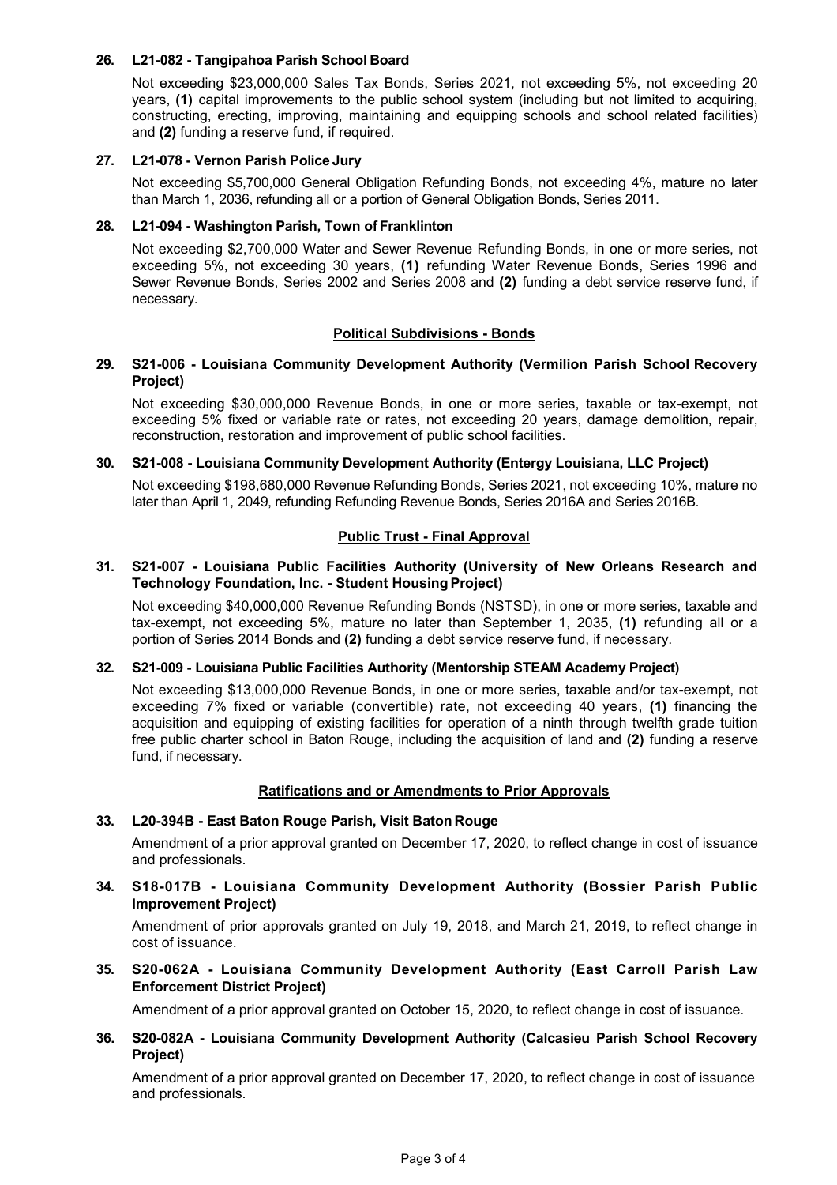**26. L21-082 - Tangipahoa Parish School Board**

Not exceeding $23,000,000 Sales Tax Bonds, Series 2021, not exceeding 5%, not exceeding 20 years, **(1)** capital improvements to the public school system (including but not limited to acquiring, constructing, erecting, improving, maintaining and equipping schools and school related facilities) and **(2)** funding a reserve fund, if required.

**27. L21-078 - Vernon Parish Police Jury**

Not exceeding $5,700,000 General Obligation Refunding Bonds, not exceeding 4%, mature no later than March 1, 2036, refunding all or a portion of General Obligation Bonds, Series 2011.

**28. L21-094 - Washington Parish, Town of Franklinton**

Not exceeding $2,700,000 Water and Sewer Revenue Refunding Bonds, in one or more series, not exceeding 5%, not exceeding 30 years, **(1)** refunding Water Revenue Bonds, Series 1996 and Sewer Revenue Bonds, Series 2002 and Series 2008 and **(2)** funding a debt service reserve fund, if necessary.

## Political Subdivisions - Bonds

**29. S21-006 - Louisiana Community Development Authority (Vermilion Parish School Recovery Project)**

Not exceeding $30,000,000 Revenue Bonds, in one or more series, taxable or tax-exempt, not exceeding 5% fixed or variable rate or rates, not exceeding 20 years, damage demolition, repair, reconstruction, restoration and improvement of public school facilities.

**30. S21-008 - Louisiana Community Development Authority (Entergy Louisiana, LLC Project)**

Not exceeding $198,680,000 Revenue Refunding Bonds, Series 2021, not exceeding 10%, mature no later than April 1, 2049, refunding Refunding Revenue Bonds, Series 2016A and Series 2016B.

## Public Trust - Final Approval

**31. S21-007 - Louisiana Public Facilities Authority (University of New Orleans Research and Technology Foundation, Inc. - Student Housing Project)**

Not exceeding $40,000,000 Revenue Refunding Bonds (NSTSD), in one or more series, taxable and tax-exempt, not exceeding 5%, mature no later than September 1, 2035, **(1)** refunding all or a portion of Series 2014 Bonds and **(2)** funding a debt service reserve fund, if necessary.

**32. S21-009 - Louisiana Public Facilities Authority (Mentorship STEAM Academy Project)**

Not exceeding $13,000,000 Revenue Bonds, in one or more series, taxable and/or tax-exempt, not exceeding 7% fixed or variable (convertible) rate, not exceeding 40 years, **(1)** financing the acquisition and equipping of existing facilities for operation of a ninth through twelfth grade tuition free public charter school in Baton Rouge, including the acquisition of land and **(2)** funding a reserve fund, if necessary.

## Ratifications and or Amendments to Prior Approvals

**33. L20-394B - East Baton Rouge Parish, Visit Baton Rouge**

Amendment of a prior approval granted on December 17, 2020, to reflect change in cost of issuance and professionals.

**34. S18-017B - Louisiana Community Development Authority (Bossier Parish Public Improvement Project)**

Amendment of prior approvals granted on July 19, 2018, and March 21, 2019, to reflect change in cost of issuance.

**35. S20-062A - Louisiana Community Development Authority (East Carroll Parish Law Enforcement District Project)**

Amendment of a prior approval granted on October 15, 2020, to reflect change in cost of issuance.

**36. S20-082A - Louisiana Community Development Authority (Calcasieu Parish School Recovery Project)**

Amendment of a prior approval granted on December 17, 2020, to reflect change in cost of issuance and professionals.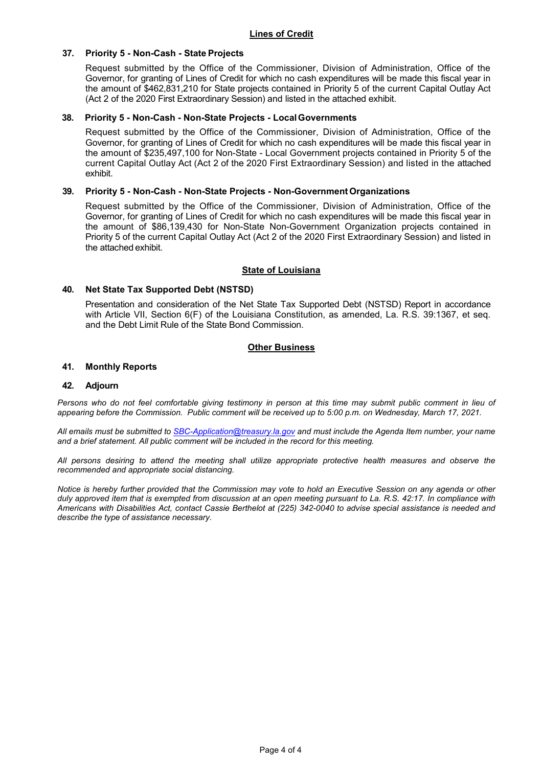## Lines of Credit

**37. Priority 5 - Non-Cash - State Projects**

Request submitted by the Office of the Commissioner, Division of Administration, Office of the Governor, for granting of Lines of Credit for which no cash expenditures will be made this fiscal year in the amount of $462,831,210 for State projects contained in Priority 5 of the current Capital Outlay Act (Act 2 of the 2020 First Extraordinary Session) and listed in the attached exhibit.

**38. Priority 5 - Non-Cash - Non-State Projects - Local Governments**

Request submitted by the Office of the Commissioner, Division of Administration, Office of the Governor, for granting of Lines of Credit for which no cash expenditures will be made this fiscal year in the amount of $235,497,100 for Non-State - Local Government projects contained in Priority 5 of the current Capital Outlay Act (Act 2 of the 2020 First Extraordinary Session) and listed in the attached exhibit.

**39. Priority 5 - Non-Cash - Non-State Projects - Non-Government Organizations**

Request submitted by the Office of the Commissioner, Division of Administration, Office of the Governor, for granting of Lines of Credit for which no cash expenditures will be made this fiscal year in the amount of $86,139,430 for Non-State Non-Government Organization projects contained in Priority 5 of the current Capital Outlay Act (Act 2 of the 2020 First Extraordinary Session) and listed in the attached exhibit.

## State of Louisiana

**40. Net State Tax Supported Debt (NSTSD)**

Presentation and consideration of the Net State Tax Supported Debt (NSTSD) Report in accordance with Article VII, Section 6(F) of the Louisiana Constitution, as amended, La. R.S. 39:1367, et seq. and the Debt Limit Rule of the State Bond Commission.

## Other Business

**41. Monthly Reports**

**42. Adjourn**

*Persons who do not feel comfortable giving testimony in person at this time may submit public comment in lieu of appearing before the Commission. Public comment will be received up to 5:00 p.m. on Wednesday, March 17, 2021.*

*All emails must be submitted to SBC-Application@treasury.la.gov and must include the Agenda Item number, your name and a brief statement. All public comment will be included in the record for this meeting.*

*All persons desiring to attend the meeting shall utilize appropriate protective health measures and observe the recommended and appropriate social distancing.*

*Notice is hereby further provided that the Commission may vote to hold an Executive Session on any agenda or other duly approved item that is exempted from discussion at an open meeting pursuant to La. R.S. 42:17. In compliance with Americans with Disabilities Act, contact Cassie Berthelot at (225) 342-0040 to advise special assistance is needed and describe the type of assistance necessary.*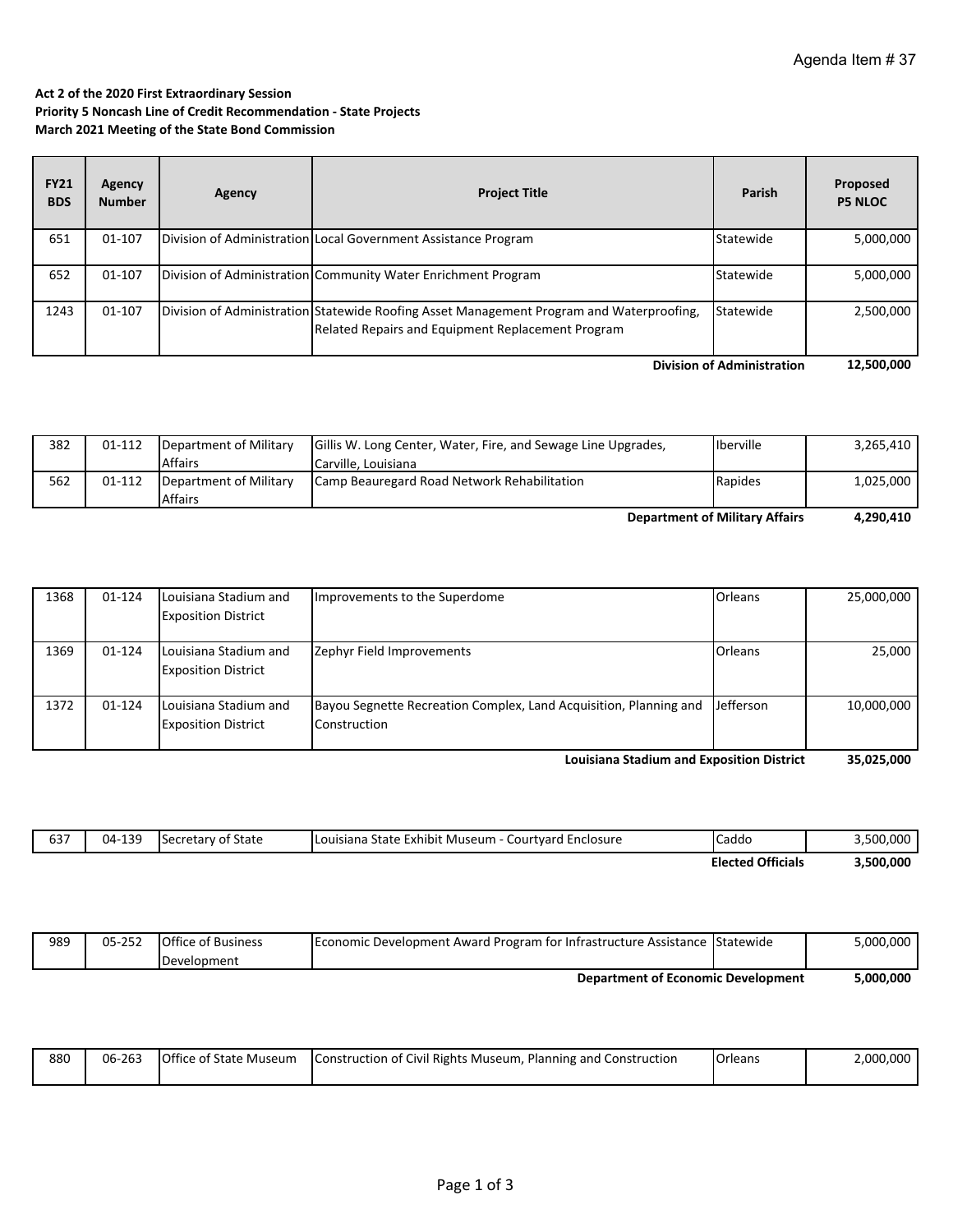Agenda Item # 37

**Act 2 of the 2020 First Extraordinary Session**
**Priority 5 Noncash Line of Credit Recommendation - State Projects**
**March 2021 Meeting of the State Bond Commission**

| FY21 BDS | Agency Number | Agency | Project Title | Parish | Proposed P5 NLOC |
|---|---|---|---|---|---|
| 651 | 01-107 | Division of Administration | Local Government Assistance Program | Statewide | 5,000,000 |
| 652 | 01-107 | Division of Administration | Community Water Enrichment Program | Statewide | 5,000,000 |
| 1243 | 01-107 | Division of Administration | Statewide Roofing Asset Management Program and Waterproofing, Related Repairs and Equipment Replacement Program | Statewide | 2,500,000 |
| | | | | **Division of Administration** | **12,500,000** |
| 382 | 01-112 | Department of Military Affairs | Gillis W. Long Center, Water, Fire, and Sewage Line Upgrades, Carville, Louisiana | Iberville | 3,265,410 |
| 562 | 01-112 | Department of Military Affairs | Camp Beauregard Road Network Rehabilitation | Rapides | 1,025,000 |
| | | | | **Department of Military Affairs** | **4,290,410** |
| 1368 | 01-124 | Louisiana Stadium and Exposition District | Improvements to the Superdome | Orleans | 25,000,000 |
| 1369 | 01-124 | Louisiana Stadium and Exposition District | Zephyr Field Improvements | Orleans | 25,000 |
| 1372 | 01-124 | Louisiana Stadium and Exposition District | Bayou Segnette Recreation Complex, Land Acquisition, Planning and Construction | Jefferson | 10,000,000 |
| | | | | **Louisiana Stadium and Exposition District** | **35,025,000** |
| 637 | 04-139 | Secretary of State | Louisiana State Exhibit Museum - Courtyard Enclosure | Caddo | 3,500,000 |
| | | | | **Elected Officials** | **3,500,000** |
| 989 | 05-252 | Office of Business Development | Economic Development Award Program for Infrastructure Assistance | Statewide | 5,000,000 |
| | | | | **Department of Economic Development** | **5,000,000** |
| 880 | 06-263 | Office of State Museum | Construction of Civil Rights Museum, Planning and Construction | Orleans | 2,000,000 |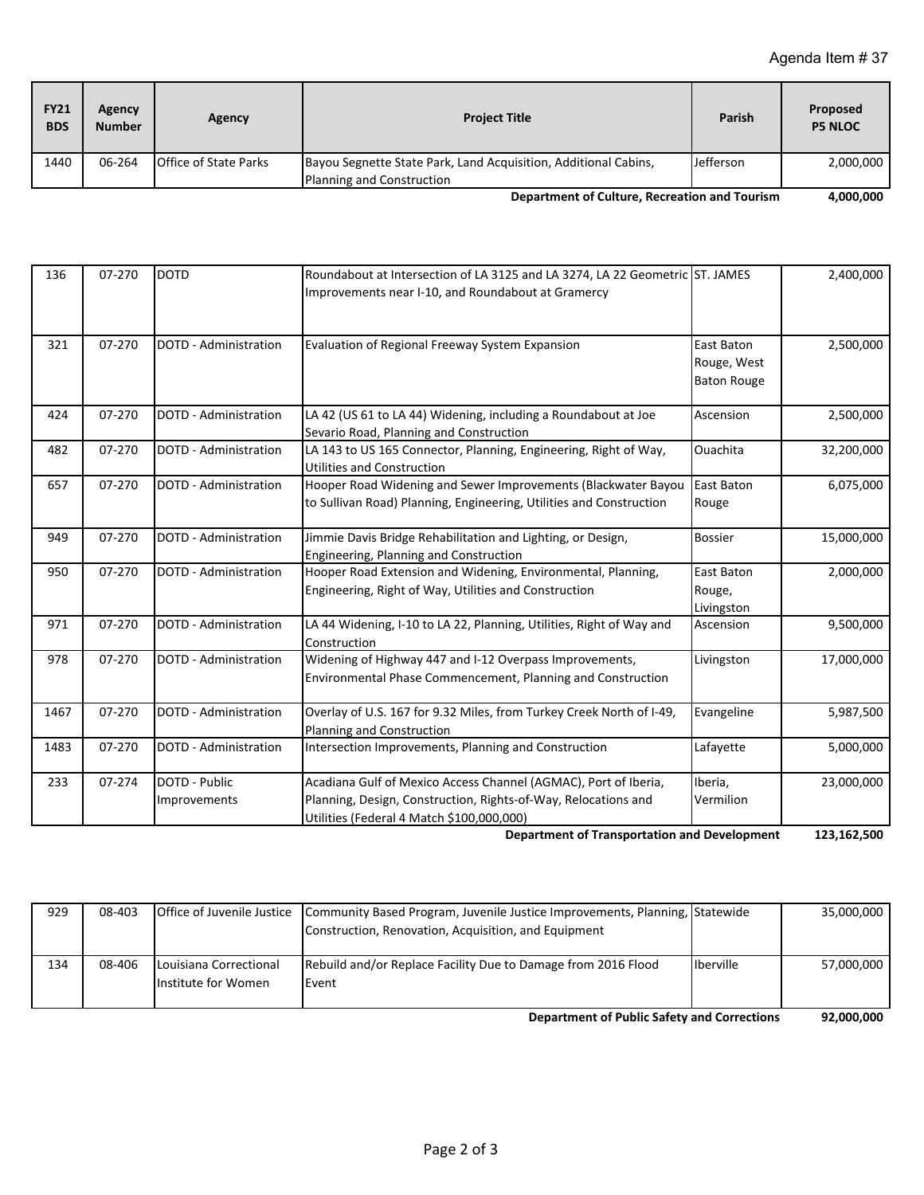Agenda Item # 37

| FY21 BDS | Agency Number | Agency | Project Title | Parish | Proposed P5 NLOC |
|---|---|---|---|---|---|
| 1440 | 06-264 | Office of State Parks | Bayou Segnette State Park, Land Acquisition, Additional Cabins, Planning and Construction | Jefferson | 2,000,000 |
| | | | | **Department of Culture, Recreation and Tourism** | **4,000,000** |

| | | | | | |
|---|---|---|---|---|---|
| 136 | 07-270 | DOTD | Roundabout at Intersection of LA 3125 and LA 3274, LA 22 Geometric Improvements near I-10, and Roundabout at Gramercy | ST. JAMES | 2,400,000 |
| 321 | 07-270 | DOTD - Administration | Evaluation of Regional Freeway System Expansion | East Baton Rouge, West Baton Rouge | 2,500,000 |
| 424 | 07-270 | DOTD - Administration | LA 42 (US 61 to LA 44) Widening, including a Roundabout at Joe Sevario Road, Planning and Construction | Ascension | 2,500,000 |
| 482 | 07-270 | DOTD - Administration | LA 143 to US 165 Connector, Planning, Engineering, Right of Way, Utilities and Construction | Ouachita | 32,200,000 |
| 657 | 07-270 | DOTD - Administration | Hooper Road Widening and Sewer Improvements (Blackwater Bayou to Sullivan Road) Planning, Engineering, Utilities and Construction | East Baton Rouge | 6,075,000 |
| 949 | 07-270 | DOTD - Administration | Jimmie Davis Bridge Rehabilitation and Lighting, or Design, Engineering, Planning and Construction | Bossier | 15,000,000 |
| 950 | 07-270 | DOTD - Administration | Hooper Road Extension and Widening, Environmental, Planning, Engineering, Right of Way, Utilities and Construction | East Baton Rouge, Livingston | 2,000,000 |
| 971 | 07-270 | DOTD - Administration | LA 44 Widening, I-10 to LA 22, Planning, Utilities, Right of Way and Construction | Ascension | 9,500,000 |
| 978 | 07-270 | DOTD - Administration | Widening of Highway 447 and I-12 Overpass Improvements, Environmental Phase Commencement, Planning and Construction | Livingston | 17,000,000 |
| 1467 | 07-270 | DOTD - Administration | Overlay of U.S. 167 for 9.32 Miles, from Turkey Creek North of I-49, Planning and Construction | Evangeline | 5,987,500 |
| 1483 | 07-270 | DOTD - Administration | Intersection Improvements, Planning and Construction | Lafayette | 5,000,000 |
| 233 | 07-274 | DOTD - Public Improvements | Acadiana Gulf of Mexico Access Channel (AGMAC), Port of Iberia, Planning, Design, Construction, Rights-of-Way, Relocations and Utilities (Federal 4 Match $100,000,000) | Iberia, Vermilion | 23,000,000 |
| | | | | **Department of Transportation and Development** | **123,162,500** |

| | | | | | |
|---|---|---|---|---|---|
| 929 | 08-403 | Office of Juvenile Justice | Community Based Program, Juvenile Justice Improvements, Planning, Construction, Renovation, Acquisition, and Equipment | Statewide | 35,000,000 |
| 134 | 08-406 | Louisiana Correctional Institute for Women | Rebuild and/or Replace Facility Due to Damage from 2016 Flood Event | Iberville | 57,000,000 |
| | | | | **Department of Public Safety and Corrections** | **92,000,000** |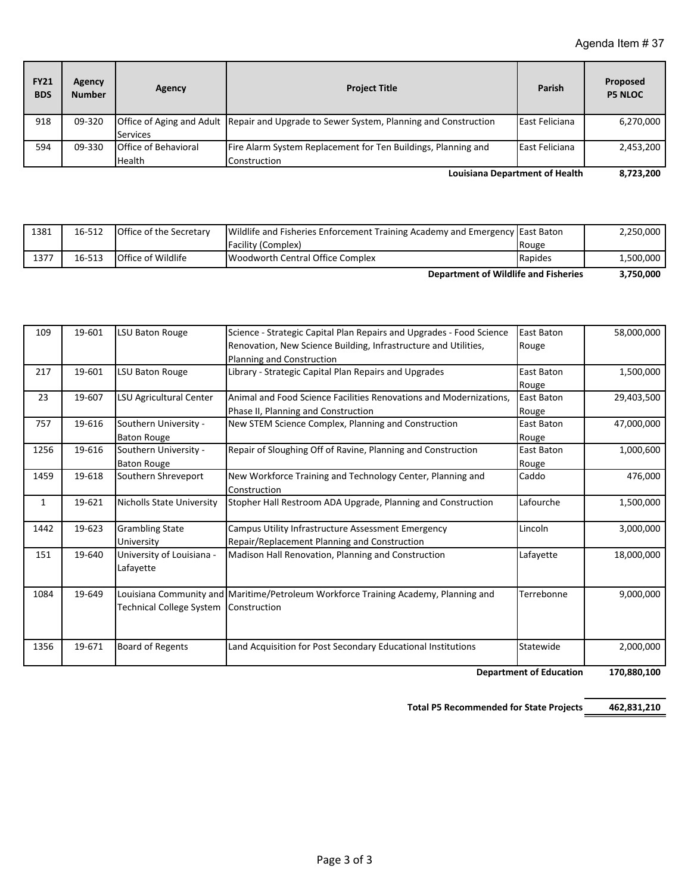Agenda Item # 37

| FY21 BDS | Agency Number | Agency | Project Title | Parish | Proposed P5 NLOC |
|---|---|---|---|---|---|
| 918 | 09-320 | Office of Aging and Adult Services | Repair and Upgrade to Sewer System, Planning and Construction | East Feliciana | 6,270,000 |
| 594 | 09-330 | Office of Behavioral Health | Fire Alarm System Replacement for Ten Buildings, Planning and Construction | East Feliciana | 2,453,200 |
| | | | | **Louisiana Department of Health** | **8,723,200** |
| 1381 | 16-512 | Office of the Secretary | Wildlife and Fisheries Enforcement Training Academy and Emergency Facility (Complex) | East Baton Rouge | 2,250,000 |
| 1377 | 16-513 | Office of Wildlife | Woodworth Central Office Complex | Rapides | 1,500,000 |
| | | | | **Department of Wildlife and Fisheries** | **3,750,000** |
| 109 | 19-601 | LSU Baton Rouge | Science - Strategic Capital Plan Repairs and Upgrades - Food Science Renovation, New Science Building, Infrastructure and Utilities, Planning and Construction | East Baton Rouge | 58,000,000 |
| 217 | 19-601 | LSU Baton Rouge | Library - Strategic Capital Plan Repairs and Upgrades | East Baton Rouge | 1,500,000 |
| 23 | 19-607 | LSU Agricultural Center | Animal and Food Science Facilities Renovations and Modernizations, Phase II, Planning and Construction | East Baton Rouge | 29,403,500 |
| 757 | 19-616 | Southern University - Baton Rouge | New STEM Science Complex, Planning and Construction | East Baton Rouge | 47,000,000 |
| 1256 | 19-616 | Southern University - Baton Rouge | Repair of Sloughing Off of Ravine, Planning and Construction | East Baton Rouge | 1,000,600 |
| 1459 | 19-618 | Southern Shreveport | New Workforce Training and Technology Center, Planning and Construction | Caddo | 476,000 |
| 1 | 19-621 | Nicholls State University | Stopher Hall Restroom ADA Upgrade, Planning and Construction | Lafourche | 1,500,000 |
| 1442 | 19-623 | Grambling State University | Campus Utility Infrastructure Assessment Emergency Repair/Replacement Planning and Construction | Lincoln | 3,000,000 |
| 151 | 19-640 | University of Louisiana - Lafayette | Madison Hall Renovation, Planning and Construction | Lafayette | 18,000,000 |
| 1084 | 19-649 | Louisiana Community and Technical College System | Maritime/Petroleum Workforce Training Academy, Planning and Construction | Terrebonne | 9,000,000 |
| 1356 | 19-671 | Board of Regents | Land Acquisition for Post Secondary Educational Institutions | Statewide | 2,000,000 |
| | | | | **Department of Education** | **170,880,100** |
| | | | | **Total P5 Recommended for State Projects** | **462,831,210** |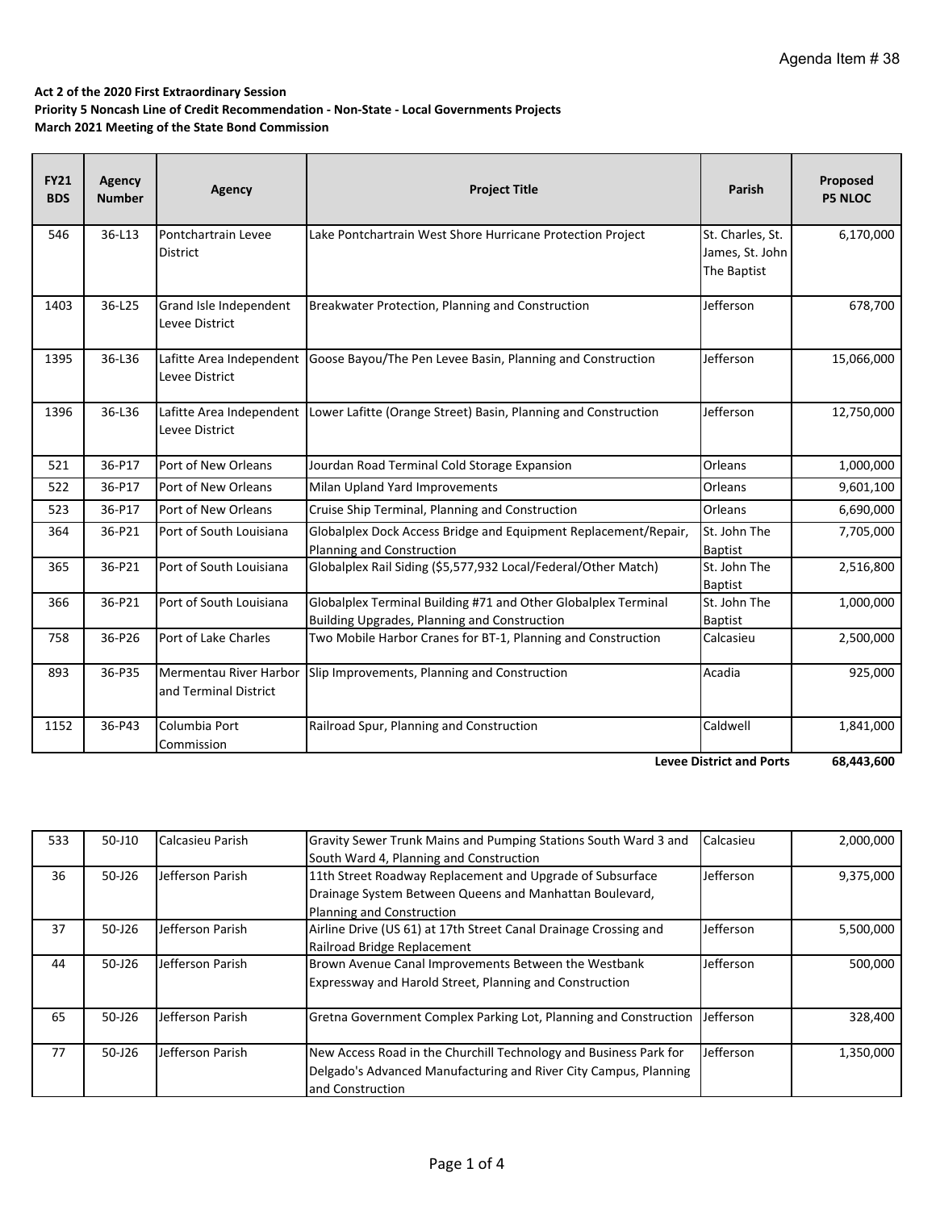Agenda Item # 38

**Act 2 of the 2020 First Extraordinary Session**
**Priority 5 Noncash Line of Credit Recommendation - Non-State - Local Governments Projects**
**March 2021 Meeting of the State Bond Commission**

| FY21 BDS | Agency Number | Agency | Project Title | Parish | Proposed P5 NLOC |
|---|---|---|---|---|---|
| 546 | 36-L13 | Pontchartrain Levee District | Lake Pontchartrain West Shore Hurricane Protection Project | St. Charles, St. James, St. John The Baptist | 6,170,000 |
| 1403 | 36-L25 | Grand Isle Independent Levee District | Breakwater Protection, Planning and Construction | Jefferson | 678,700 |
| 1395 | 36-L36 | Lafitte Area Independent Levee District | Goose Bayou/The Pen Levee Basin, Planning and Construction | Jefferson | 15,066,000 |
| 1396 | 36-L36 | Lafitte Area Independent Levee District | Lower Lafitte (Orange Street) Basin, Planning and Construction | Jefferson | 12,750,000 |
| 521 | 36-P17 | Port of New Orleans | Jourdan Road Terminal Cold Storage Expansion | Orleans | 1,000,000 |
| 522 | 36-P17 | Port of New Orleans | Milan Upland Yard Improvements | Orleans | 9,601,100 |
| 523 | 36-P17 | Port of New Orleans | Cruise Ship Terminal, Planning and Construction | Orleans | 6,690,000 |
| 364 | 36-P21 | Port of South Louisiana | Globalplex Dock Access Bridge and Equipment Replacement/Repair, Planning and Construction | St. John The Baptist | 7,705,000 |
| 365 | 36-P21 | Port of South Louisiana | Globalplex Rail Siding ($5,577,932 Local/Federal/Other Match) | St. John The Baptist | 2,516,800 |
| 366 | 36-P21 | Port of South Louisiana | Globalplex Terminal Building #71 and Other Globalplex Terminal Building Upgrades, Planning and Construction | St. John The Baptist | 1,000,000 |
| 758 | 36-P26 | Port of Lake Charles | Two Mobile Harbor Cranes for BT-1, Planning and Construction | Calcasieu | 2,500,000 |
| 893 | 36-P35 | Mermentau River Harbor and Terminal District | Slip Improvements, Planning and Construction | Acadia | 925,000 |
| 1152 | 36-P43 | Columbia Port Commission | Railroad Spur, Planning and Construction | Caldwell | 1,841,000 |
| | | | | **Levee District and Ports** | **68,443,600** |

| | | | | | |
|---|---|---|---|---|---|
| 533 | 50-J10 | Calcasieu Parish | Gravity Sewer Trunk Mains and Pumping Stations South Ward 3 and South Ward 4, Planning and Construction | Calcasieu | 2,000,000 |
| 36 | 50-J26 | Jefferson Parish | 11th Street Roadway Replacement and Upgrade of Subsurface Drainage System Between Queens and Manhattan Boulevard, Planning and Construction | Jefferson | 9,375,000 |
| 37 | 50-J26 | Jefferson Parish | Airline Drive (US 61) at 17th Street Canal Drainage Crossing and Railroad Bridge Replacement | Jefferson | 5,500,000 |
| 44 | 50-J26 | Jefferson Parish | Brown Avenue Canal Improvements Between the Westbank Expressway and Harold Street, Planning and Construction | Jefferson | 500,000 |
| 65 | 50-J26 | Jefferson Parish | Gretna Government Complex Parking Lot, Planning and Construction | Jefferson | 328,400 |
| 77 | 50-J26 | Jefferson Parish | New Access Road in the Churchill Technology and Business Park for Delgado's Advanced Manufacturing and River City Campus, Planning and Construction | Jefferson | 1,350,000 |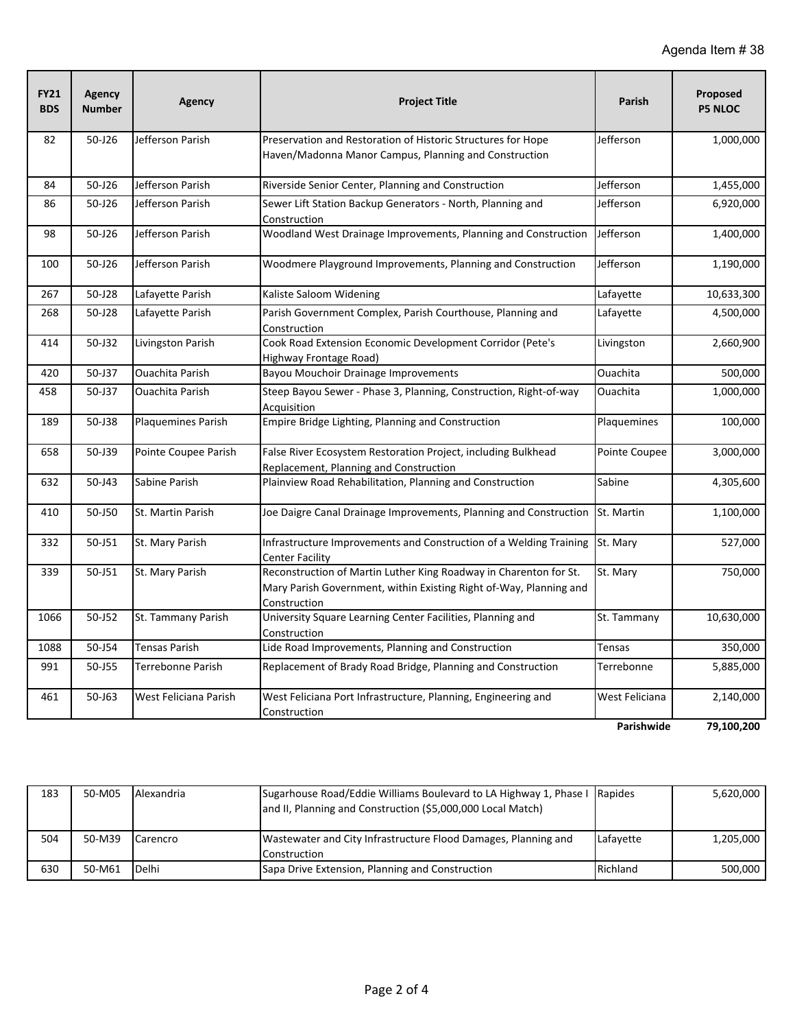Agenda Item # 38

| FY21 BDS | Agency Number | Agency | Project Title | Parish | Proposed P5 NLOC |
|---|---|---|---|---|---|
| 82 | 50-J26 | Jefferson Parish | Preservation and Restoration of Historic Structures for Hope Haven/Madonna Manor Campus, Planning and Construction | Jefferson | 1,000,000 |
| 84 | 50-J26 | Jefferson Parish | Riverside Senior Center, Planning and Construction | Jefferson | 1,455,000 |
| 86 | 50-J26 | Jefferson Parish | Sewer Lift Station Backup Generators - North, Planning and Construction | Jefferson | 6,920,000 |
| 98 | 50-J26 | Jefferson Parish | Woodland West Drainage Improvements, Planning and Construction | Jefferson | 1,400,000 |
| 100 | 50-J26 | Jefferson Parish | Woodmere Playground Improvements, Planning and Construction | Jefferson | 1,190,000 |
| 267 | 50-J28 | Lafayette Parish | Kaliste Saloom Widening | Lafayette | 10,633,300 |
| 268 | 50-J28 | Lafayette Parish | Parish Government Complex, Parish Courthouse, Planning and Construction | Lafayette | 4,500,000 |
| 414 | 50-J32 | Livingston Parish | Cook Road Extension Economic Development Corridor (Pete's Highway Frontage Road) | Livingston | 2,660,900 |
| 420 | 50-J37 | Ouachita Parish | Bayou Mouchoir Drainage Improvements | Ouachita | 500,000 |
| 458 | 50-J37 | Ouachita Parish | Steep Bayou Sewer - Phase 3, Planning, Construction, Right-of-way Acquisition | Ouachita | 1,000,000 |
| 189 | 50-J38 | Plaquemines Parish | Empire Bridge Lighting, Planning and Construction | Plaquemines | 100,000 |
| 658 | 50-J39 | Pointe Coupee Parish | False River Ecosystem Restoration Project, including Bulkhead Replacement, Planning and Construction | Pointe Coupee | 3,000,000 |
| 632 | 50-J43 | Sabine Parish | Plainview Road Rehabilitation, Planning and Construction | Sabine | 4,305,600 |
| 410 | 50-J50 | St. Martin Parish | Joe Daigre Canal Drainage Improvements, Planning and Construction | St. Martin | 1,100,000 |
| 332 | 50-J51 | St. Mary Parish | Infrastructure Improvements and Construction of a Welding Training Center Facility | St. Mary | 527,000 |
| 339 | 50-J51 | St. Mary Parish | Reconstruction of Martin Luther King Roadway in Charenton for St. Mary Parish Government, within Existing Right of-Way, Planning and Construction | St. Mary | 750,000 |
| 1066 | 50-J52 | St. Tammany Parish | University Square Learning Center Facilities, Planning and Construction | St. Tammany | 10,630,000 |
| 1088 | 50-J54 | Tensas Parish | Lide Road Improvements, Planning and Construction | Tensas | 350,000 |
| 991 | 50-J55 | Terrebonne Parish | Replacement of Brady Road Bridge, Planning and Construction | Terrebonne | 5,885,000 |
| 461 | 50-J63 | West Feliciana Parish | West Feliciana Port Infrastructure, Planning, Engineering and Construction | West Feliciana | 2,140,000 |
| | | | | **Parishwide** | **79,100,200** |

| FY21 BDS | Agency Number | Agency | Project Title | Parish | Proposed P5 NLOC |
|---|---|---|---|---|---|
| 183 | 50-M05 | Alexandria | Sugarhouse Road/Eddie Williams Boulevard to LA Highway 1, Phase I and II, Planning and Construction ($5,000,000 Local Match) | Rapides | 5,620,000 |
| 504 | 50-M39 | Carencro | Wastewater and City Infrastructure Flood Damages, Planning and Construction | Lafayette | 1,205,000 |
| 630 | 50-M61 | Delhi | Sapa Drive Extension, Planning and Construction | Richland | 500,000 |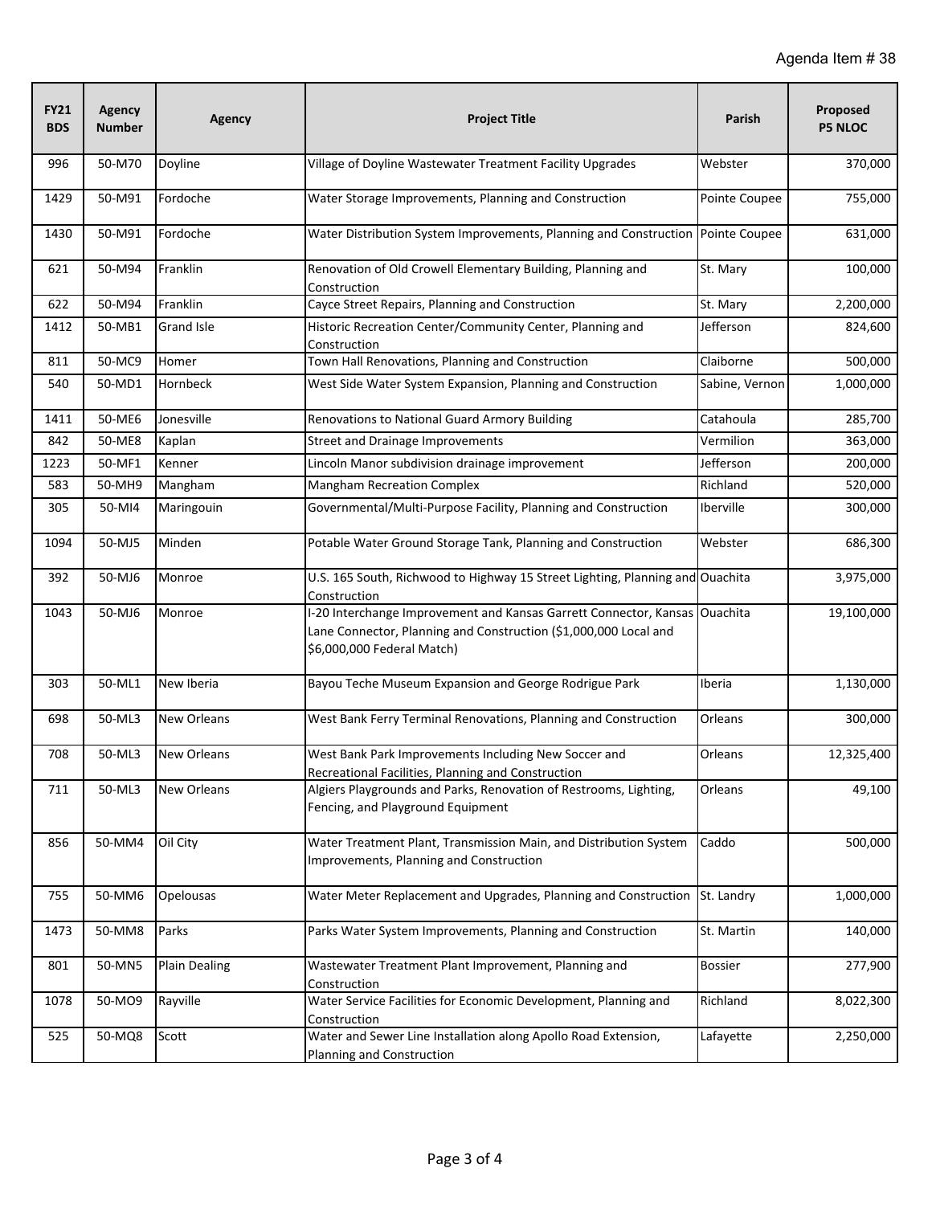Agenda Item # 38

| FY21 BDS | Agency Number | Agency | Project Title | Parish | Proposed P5 NLOC |
|---|---|---|---|---|---|
| 996 | 50-M70 | Doyline | Village of Doyline Wastewater Treatment Facility Upgrades | Webster | 370,000 |
| 1429 | 50-M91 | Fordoche | Water Storage Improvements, Planning and Construction | Pointe Coupee | 755,000 |
| 1430 | 50-M91 | Fordoche | Water Distribution System Improvements, Planning and Construction | Pointe Coupee | 631,000 |
| 621 | 50-M94 | Franklin | Renovation of Old Crowell Elementary Building, Planning and Construction | St. Mary | 100,000 |
| 622 | 50-M94 | Franklin | Cayce Street Repairs, Planning and Construction | St. Mary | 2,200,000 |
| 1412 | 50-MB1 | Grand Isle | Historic Recreation Center/Community Center, Planning and Construction | Jefferson | 824,600 |
| 811 | 50-MC9 | Homer | Town Hall Renovations, Planning and Construction | Claiborne | 500,000 |
| 540 | 50-MD1 | Hornbeck | West Side Water System Expansion, Planning and Construction | Sabine, Vernon | 1,000,000 |
| 1411 | 50-ME6 | Jonesville | Renovations to National Guard Armory Building | Catahoula | 285,700 |
| 842 | 50-ME8 | Kaplan | Street and Drainage Improvements | Vermilion | 363,000 |
| 1223 | 50-MF1 | Kenner | Lincoln Manor subdivision drainage improvement | Jefferson | 200,000 |
| 583 | 50-MH9 | Mangham | Mangham Recreation Complex | Richland | 520,000 |
| 305 | 50-MI4 | Maringouin | Governmental/Multi-Purpose Facility, Planning and Construction | Iberville | 300,000 |
| 1094 | 50-MJ5 | Minden | Potable Water Ground Storage Tank, Planning and Construction | Webster | 686,300 |
| 392 | 50-MJ6 | Monroe | U.S. 165 South, Richwood to Highway 15 Street Lighting, Planning and Construction | Ouachita | 3,975,000 |
| 1043 | 50-MJ6 | Monroe | I-20 Interchange Improvement and Kansas Garrett Connector, Kansas Lane Connector, Planning and Construction ($1,000,000 Local and $6,000,000 Federal Match) | Ouachita | 19,100,000 |
| 303 | 50-ML1 | New Iberia | Bayou Teche Museum Expansion and George Rodrigue Park | Iberia | 1,130,000 |
| 698 | 50-ML3 | New Orleans | West Bank Ferry Terminal Renovations, Planning and Construction | Orleans | 300,000 |
| 708 | 50-ML3 | New Orleans | West Bank Park Improvements Including New Soccer and Recreational Facilities, Planning and Construction | Orleans | 12,325,400 |
| 711 | 50-ML3 | New Orleans | Algiers Playgrounds and Parks, Renovation of Restrooms, Lighting, Fencing, and Playground Equipment | Orleans | 49,100 |
| 856 | 50-MM4 | Oil City | Water Treatment Plant, Transmission Main, and Distribution System Improvements, Planning and Construction | Caddo | 500,000 |
| 755 | 50-MM6 | Opelousas | Water Meter Replacement and Upgrades, Planning and Construction | St. Landry | 1,000,000 |
| 1473 | 50-MM8 | Parks | Parks Water System Improvements, Planning and Construction | St. Martin | 140,000 |
| 801 | 50-MN5 | Plain Dealing | Wastewater Treatment Plant Improvement, Planning and Construction | Bossier | 277,900 |
| 1078 | 50-MO9 | Rayville | Water Service Facilities for Economic Development, Planning and Construction | Richland | 8,022,300 |
| 525 | 50-MQ8 | Scott | Water and Sewer Line Installation along Apollo Road Extension, Planning and Construction | Lafayette | 2,250,000 |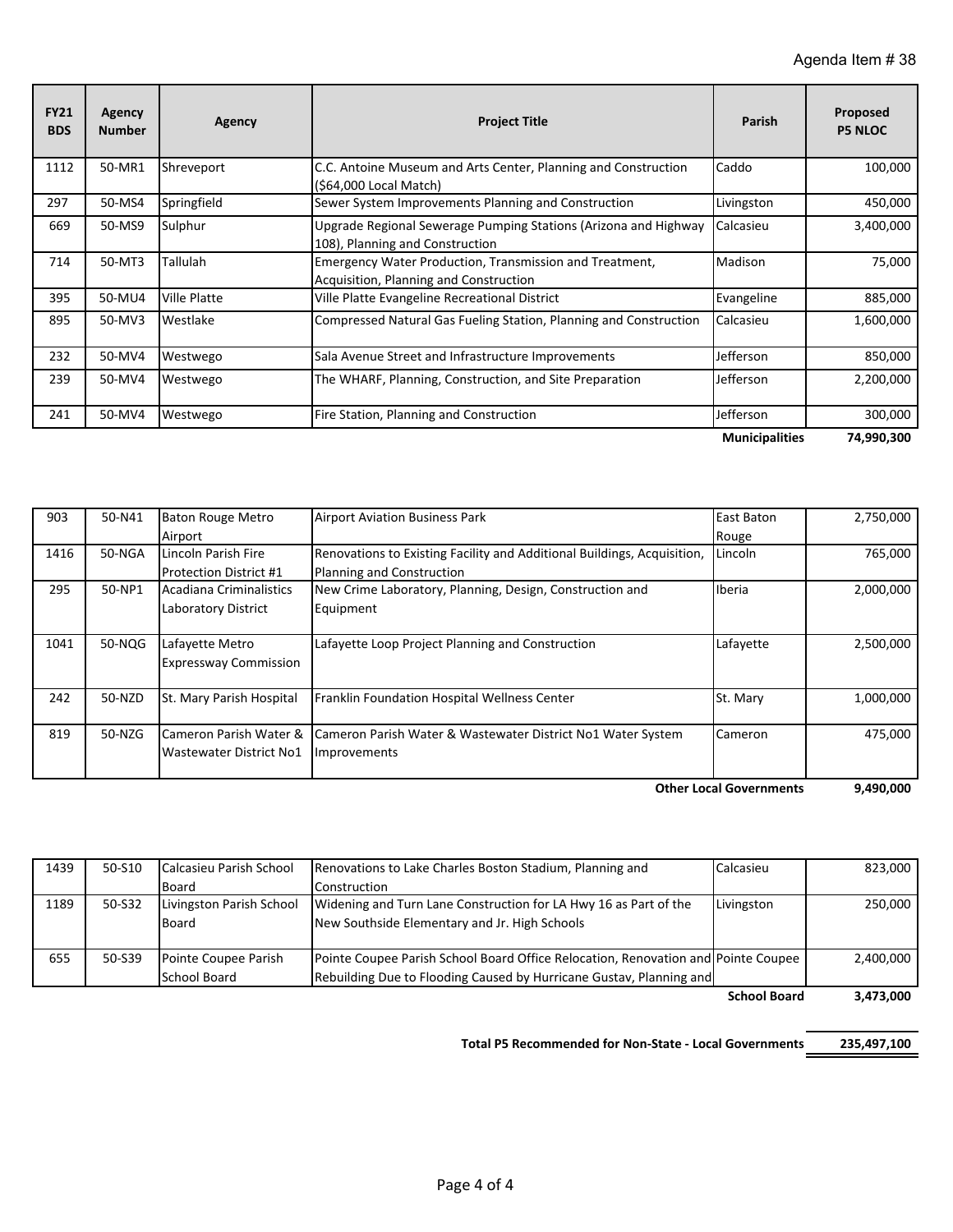Agenda Item # 38

| FY21 BDS | Agency Number | Agency | Project Title | Parish | Proposed P5 NLOC |
|---|---|---|---|---|---|
| 1112 | 50-MR1 | Shreveport | C.C. Antoine Museum and Arts Center, Planning and Construction ($64,000 Local Match) | Caddo | 100,000 |
| 297 | 50-MS4 | Springfield | Sewer System Improvements Planning and Construction | Livingston | 450,000 |
| 669 | 50-MS9 | Sulphur | Upgrade Regional Sewerage Pumping Stations (Arizona and Highway 108), Planning and Construction | Calcasieu | 3,400,000 |
| 714 | 50-MT3 | Tallulah | Emergency Water Production, Transmission and Treatment, Acquisition, Planning and Construction | Madison | 75,000 |
| 395 | 50-MU4 | Ville Platte | Ville Platte Evangeline Recreational District | Evangeline | 885,000 |
| 895 | 50-MV3 | Westlake | Compressed Natural Gas Fueling Station, Planning and Construction | Calcasieu | 1,600,000 |
| 232 | 50-MV4 | Westwego | Sala Avenue Street and Infrastructure Improvements | Jefferson | 850,000 |
| 239 | 50-MV4 | Westwego | The WHARF, Planning, Construction, and Site Preparation | Jefferson | 2,200,000 |
| 241 | 50-MV4 | Westwego | Fire Station, Planning and Construction | Jefferson | 300,000 |
| | | | | **Municipalities** | **74,990,300** |

| | | | | | |
|---|---|---|---|---|---|
| 903 | 50-N41 | Baton Rouge Metro Airport | Airport Aviation Business Park | East Baton Rouge | 2,750,000 |
| 1416 | 50-NGA | Lincoln Parish Fire Protection District #1 | Renovations to Existing Facility and Additional Buildings, Acquisition, Planning and Construction | Lincoln | 765,000 |
| 295 | 50-NP1 | Acadiana Criminalistics Laboratory District | New Crime Laboratory, Planning, Design, Construction and Equipment | Iberia | 2,000,000 |
| 1041 | 50-NQG | Lafayette Metro Expressway Commission | Lafayette Loop Project Planning and Construction | Lafayette | 2,500,000 |
| 242 | 50-NZD | St. Mary Parish Hospital | Franklin Foundation Hospital Wellness Center | St. Mary | 1,000,000 |
| 819 | 50-NZG | Cameron Parish Water & Wastewater District No1 | Cameron Parish Water & Wastewater District No1 Water System Improvements | Cameron | 475,000 |
| | | | | **Other Local Governments** | **9,490,000** |

| | | | | | |
|---|---|---|---|---|---|
| 1439 | 50-S10 | Calcasieu Parish School Board | Renovations to Lake Charles Boston Stadium, Planning and Construction | Calcasieu | 823,000 |
| 1189 | 50-S32 | Livingston Parish School Board | Widening and Turn Lane Construction for LA Hwy 16 as Part of the New Southside Elementary and Jr. High Schools | Livingston | 250,000 |
| 655 | 50-S39 | Pointe Coupee Parish School Board | Pointe Coupee Parish School Board Office Relocation, Renovation and Rebuilding Due to Flooding Caused by Hurricane Gustav, Planning and | Pointe Coupee | 2,400,000 |
| | | | | **School Board** | **3,473,000** |

**Total P5 Recommended for Non-State - Local Governments** **235,497,100**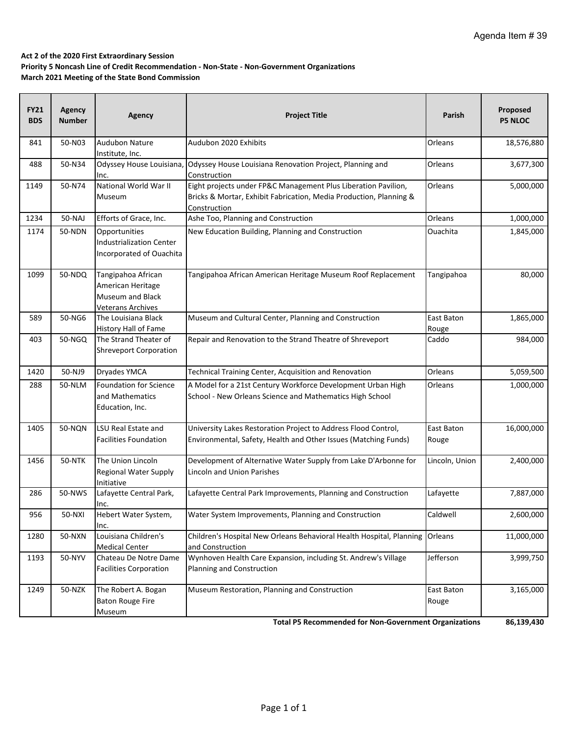Agenda Item # 39

**Act 2 of the 2020 First Extraordinary Session**
**Priority 5 Noncash Line of Credit Recommendation - Non-State - Non-Government Organizations**
**March 2021 Meeting of the State Bond Commission**

| FY21 BDS | Agency Number | Agency | Project Title | Parish | Proposed P5 NLOC |
|---|---|---|---|---|---|
| 841 | 50-N03 | Audubon Nature Institute, Inc. | Audubon 2020 Exhibits | Orleans | 18,576,880 |
| 488 | 50-N34 | Odyssey House Louisiana, Inc. | Odyssey House Louisiana Renovation Project, Planning and Construction | Orleans | 3,677,300 |
| 1149 | 50-N74 | National World War II Museum | Eight projects under FP&C Management Plus Liberation Pavilion, Bricks & Mortar, Exhibit Fabrication, Media Production, Planning & Construction | Orleans | 5,000,000 |
| 1234 | 50-NAJ | Efforts of Grace, Inc. | Ashe Too, Planning and Construction | Orleans | 1,000,000 |
| 1174 | 50-NDN | Opportunities Industrialization Center Incorporated of Ouachita | New Education Building, Planning and Construction | Ouachita | 1,845,000 |
| 1099 | 50-NDQ | Tangipahoa African American Heritage Museum and Black Veterans Archives | Tangipahoa African American Heritage Museum Roof Replacement | Tangipahoa | 80,000 |
| 589 | 50-NG6 | The Louisiana Black History Hall of Fame | Museum and Cultural Center, Planning and Construction | East Baton Rouge | 1,865,000 |
| 403 | 50-NGQ | The Strand Theater of Shreveport Corporation | Repair and Renovation to the Strand Theatre of Shreveport | Caddo | 984,000 |
| 1420 | 50-NJ9 | Dryades YMCA | Technical Training Center, Acquisition and Renovation | Orleans | 5,059,500 |
| 288 | 50-NLM | Foundation for Science and Mathematics Education, Inc. | A Model for a 21st Century Workforce Development Urban High School - New Orleans Science and Mathematics High School | Orleans | 1,000,000 |
| 1405 | 50-NQN | LSU Real Estate and Facilities Foundation | University Lakes Restoration Project to Address Flood Control, Environmental, Safety, Health and Other Issues (Matching Funds) | East Baton Rouge | 16,000,000 |
| 1456 | 50-NTK | The Union Lincoln Regional Water Supply Initiative | Development of Alternative Water Supply from Lake D'Arbonne for Lincoln and Union Parishes | Lincoln, Union | 2,400,000 |
| 286 | 50-NWS | Lafayette Central Park, Inc. | Lafayette Central Park Improvements, Planning and Construction | Lafayette | 7,887,000 |
| 956 | 50-NXI | Hebert Water System, Inc. | Water System Improvements, Planning and Construction | Caldwell | 2,600,000 |
| 1280 | 50-NXN | Louisiana Children's Medical Center | Children's Hospital New Orleans Behavioral Health Hospital, Planning and Construction | Orleans | 11,000,000 |
| 1193 | 50-NYV | Chateau De Notre Dame Facilities Corporation | Wynhoven Health Care Expansion, including St. Andrew's Village Planning and Construction | Jefferson | 3,999,750 |
| 1249 | 50-NZK | The Robert A. Bogan Baton Rouge Fire Museum | Museum Restoration, Planning and Construction | East Baton Rouge | 3,165,000 |
| | | | | **Total P5 Recommended for Non-Government Organizations** | **86,139,430** |